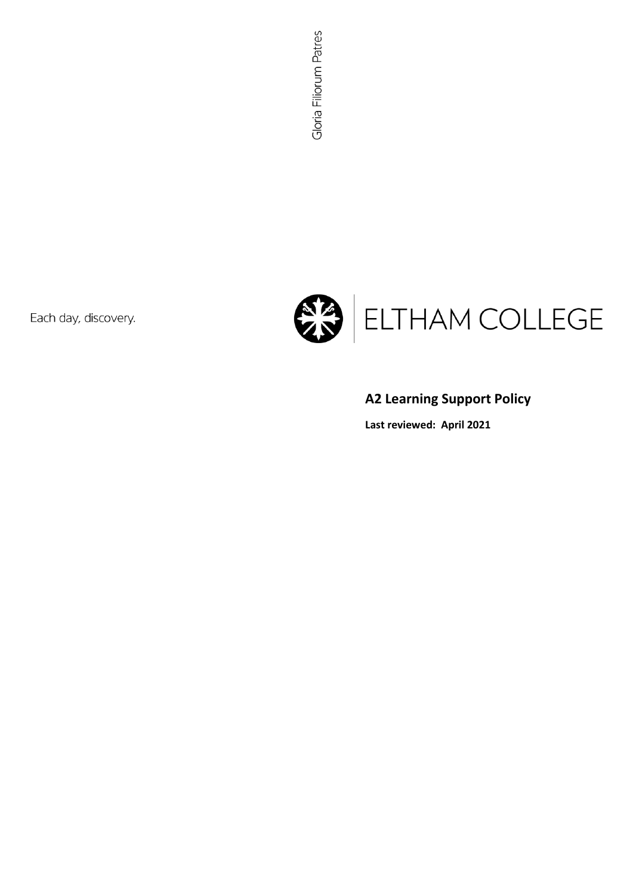Gloria Filiorum Patres

Each day, discovery.

ELTHAM COLLEGE

# A2 Learning Support Policy

**Last reviewed: April 2021**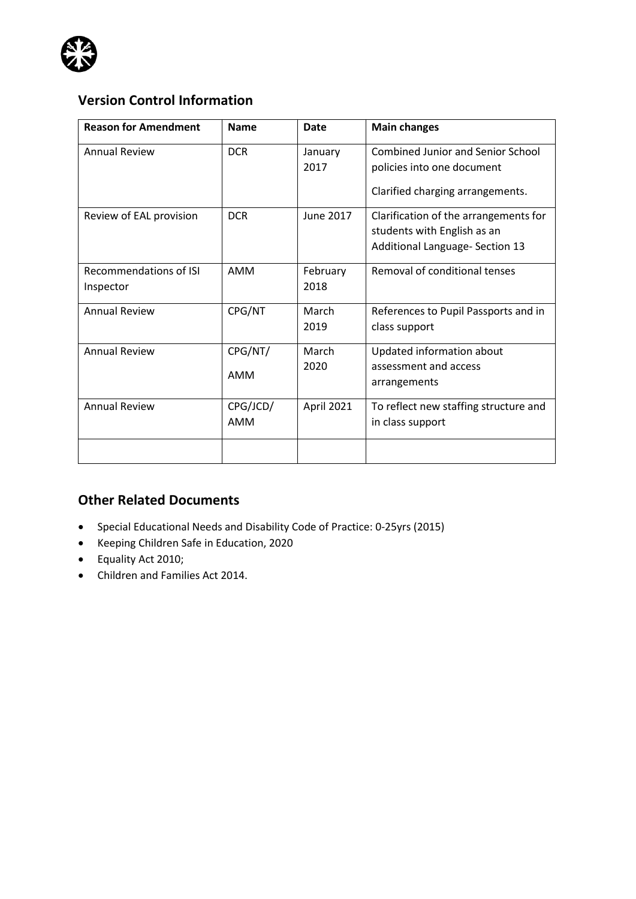## Version Control Information

| Reason for Amendment | Name | Date | Main changes |
|---|---|---|---|
| Annual Review | DCR | January 2017 | Combined Junior and Senior School policies into one document<br><br>Clarified charging arrangements. |
| Review of EAL provision | DCR | June 2017 | Clarification of the arrangements for students with English as an Additional Language- Section 13 |
| Recommendations of ISI Inspector | AMM | February 2018 | Removal of conditional tenses |
| Annual Review | CPG/NT | March 2019 | References to Pupil Passports and in class support |
| Annual Review | CPG/NT/ AMM | March 2020 | Updated information about assessment and access arrangements |
| Annual Review | CPG/JCD/ AMM | April 2021 | To reflect new staffing structure and in class support |
| | | | |

## Other Related Documents

- Special Educational Needs and Disability Code of Practice: 0-25yrs (2015)
- Keeping Children Safe in Education, 2020
- Equality Act 2010;
- Children and Families Act 2014.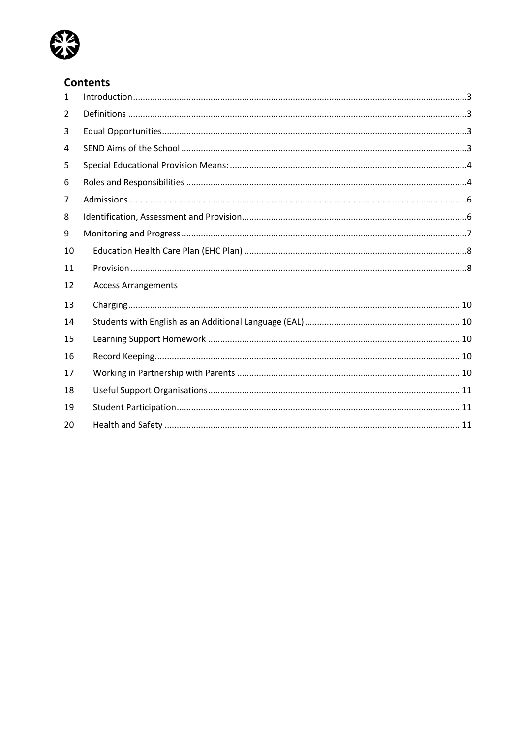## Contents

| | | |
|---|---|---|
| 1 | Introduction | 3 |
| 2 | Definitions | 3 |
| 3 | Equal Opportunities | 3 |
| 4 | SEND Aims of the School | 3 |
| 5 | Special Educational Provision Means: | 4 |
| 6 | Roles and Responsibilities | 4 |
| 7 | Admissions | 6 |
| 8 | Identification, Assessment and Provision | 6 |
| 9 | Monitoring and Progress | 7 |
| 10 | Education Health Care Plan (EHC Plan) | 8 |
| 11 | Provision | 8 |
| 12 | Access Arrangements | |
| 13 | Charging | 10 |
| 14 | Students with English as an Additional Language (EAL) | 10 |
| 15 | Learning Support Homework | 10 |
| 16 | Record Keeping | 10 |
| 17 | Working in Partnership with Parents | 10 |
| 18 | Useful Support Organisations | 11 |
| 19 | Student Participation | 11 |
| 20 | Health and Safety | 11 |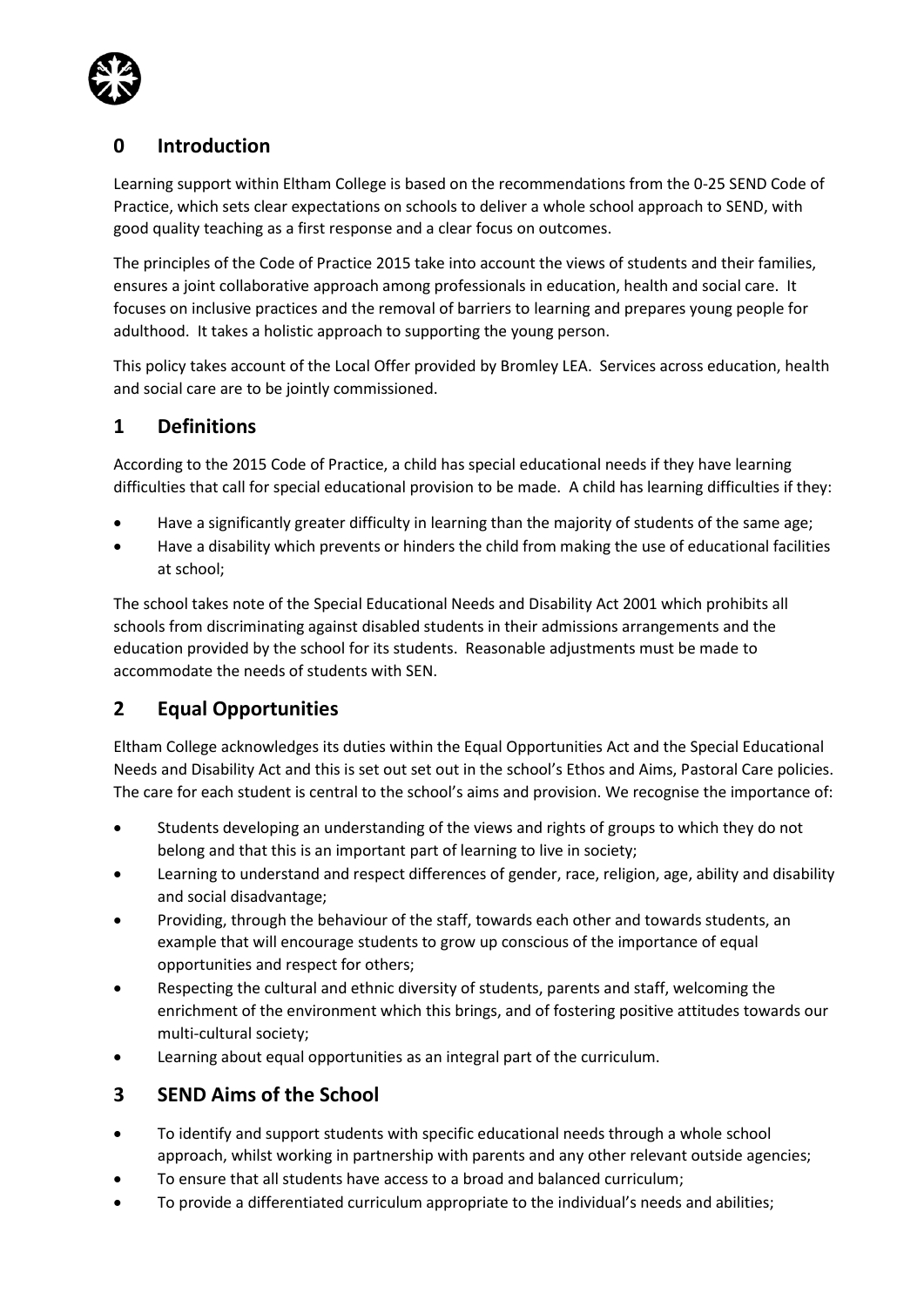## 0 Introduction

Learning support within Eltham College is based on the recommendations from the 0-25 SEND Code of Practice, which sets clear expectations on schools to deliver a whole school approach to SEND, with good quality teaching as a first response and a clear focus on outcomes.

The principles of the Code of Practice 2015 take into account the views of students and their families, ensures a joint collaborative approach among professionals in education, health and social care. It focuses on inclusive practices and the removal of barriers to learning and prepares young people for adulthood. It takes a holistic approach to supporting the young person.

This policy takes account of the Local Offer provided by Bromley LEA. Services across education, health and social care are to be jointly commissioned.

## 1 Definitions

According to the 2015 Code of Practice, a child has special educational needs if they have learning difficulties that call for special educational provision to be made. A child has learning difficulties if they:

- Have a significantly greater difficulty in learning than the majority of students of the same age;
- Have a disability which prevents or hinders the child from making the use of educational facilities at school;

The school takes note of the Special Educational Needs and Disability Act 2001 which prohibits all schools from discriminating against disabled students in their admissions arrangements and the education provided by the school for its students. Reasonable adjustments must be made to accommodate the needs of students with SEN.

## 2 Equal Opportunities

Eltham College acknowledges its duties within the Equal Opportunities Act and the Special Educational Needs and Disability Act and this is set out set out in the school's Ethos and Aims, Pastoral Care policies. The care for each student is central to the school's aims and provision. We recognise the importance of:

- Students developing an understanding of the views and rights of groups to which they do not belong and that this is an important part of learning to live in society;
- Learning to understand and respect differences of gender, race, religion, age, ability and disability and social disadvantage;
- Providing, through the behaviour of the staff, towards each other and towards students, an example that will encourage students to grow up conscious of the importance of equal opportunities and respect for others;
- Respecting the cultural and ethnic diversity of students, parents and staff, welcoming the enrichment of the environment which this brings, and of fostering positive attitudes towards our multi-cultural society;
- Learning about equal opportunities as an integral part of the curriculum.

## 3 SEND Aims of the School

- To identify and support students with specific educational needs through a whole school approach, whilst working in partnership with parents and any other relevant outside agencies;
- To ensure that all students have access to a broad and balanced curriculum;
- To provide a differentiated curriculum appropriate to the individual's needs and abilities;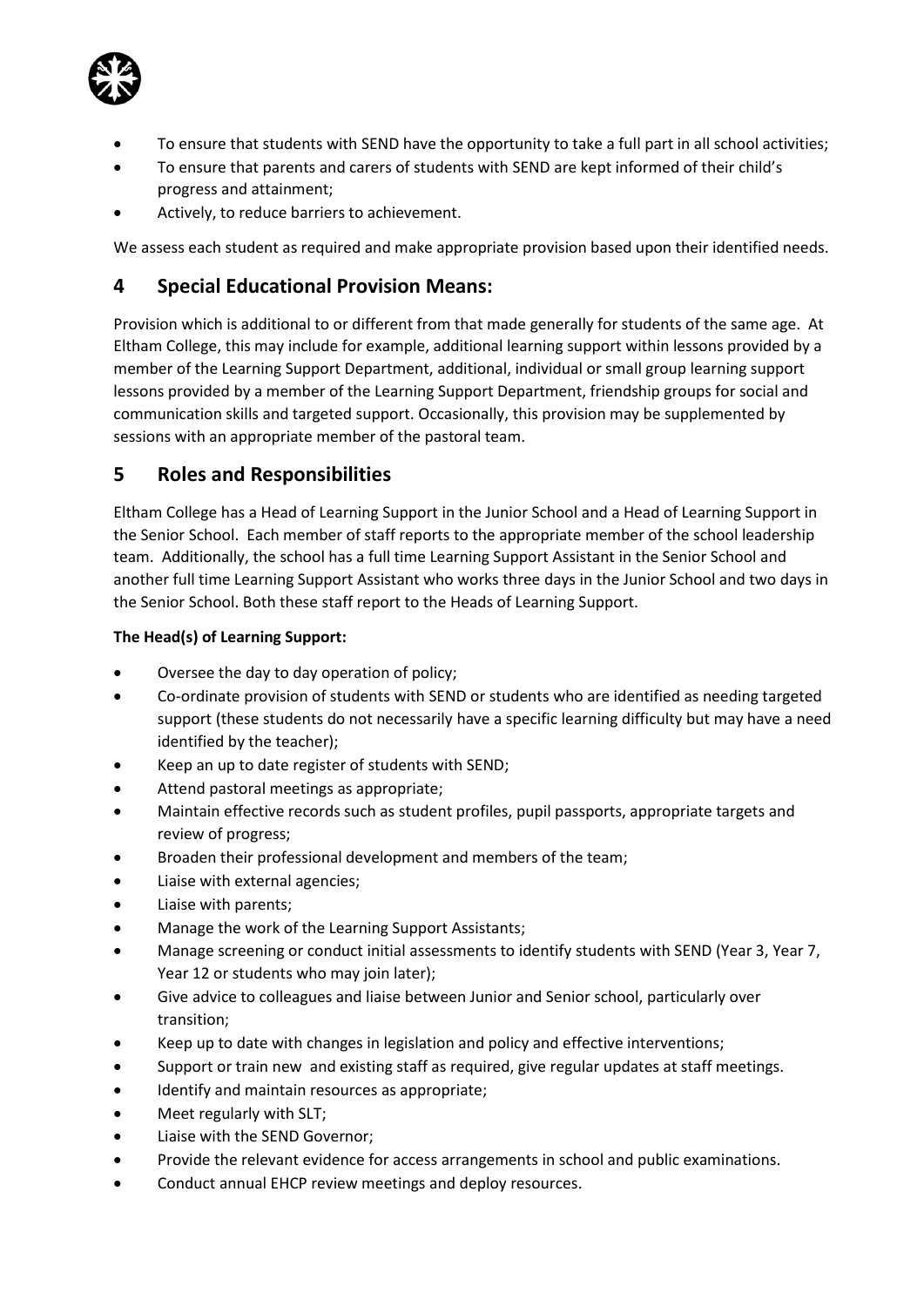- To ensure that students with SEND have the opportunity to take a full part in all school activities;
- To ensure that parents and carers of students with SEND are kept informed of their child's progress and attainment;
- Actively, to reduce barriers to achievement.

We assess each student as required and make appropriate provision based upon their identified needs.

## 4 Special Educational Provision Means:

Provision which is additional to or different from that made generally for students of the same age. At Eltham College, this may include for example, additional learning support within lessons provided by a member of the Learning Support Department, additional, individual or small group learning support lessons provided by a member of the Learning Support Department, friendship groups for social and communication skills and targeted support. Occasionally, this provision may be supplemented by sessions with an appropriate member of the pastoral team.

## 5 Roles and Responsibilities

Eltham College has a Head of Learning Support in the Junior School and a Head of Learning Support in the Senior School. Each member of staff reports to the appropriate member of the school leadership team. Additionally, the school has a full time Learning Support Assistant in the Senior School and another full time Learning Support Assistant who works three days in the Junior School and two days in the Senior School. Both these staff report to the Heads of Learning Support.

**The Head(s) of Learning Support:**

- Oversee the day to day operation of policy;
- Co-ordinate provision of students with SEND or students who are identified as needing targeted support (these students do not necessarily have a specific learning difficulty but may have a need identified by the teacher);
- Keep an up to date register of students with SEND;
- Attend pastoral meetings as appropriate;
- Maintain effective records such as student profiles, pupil passports, appropriate targets and review of progress;
- Broaden their professional development and members of the team;
- Liaise with external agencies;
- Liaise with parents;
- Manage the work of the Learning Support Assistants;
- Manage screening or conduct initial assessments to identify students with SEND (Year 3, Year 7, Year 12 or students who may join later);
- Give advice to colleagues and liaise between Junior and Senior school, particularly over transition;
- Keep up to date with changes in legislation and policy and effective interventions;
- Support or train new and existing staff as required, give regular updates at staff meetings.
- Identify and maintain resources as appropriate;
- Meet regularly with SLT;
- Liaise with the SEND Governor;
- Provide the relevant evidence for access arrangements in school and public examinations.
- Conduct annual EHCP review meetings and deploy resources.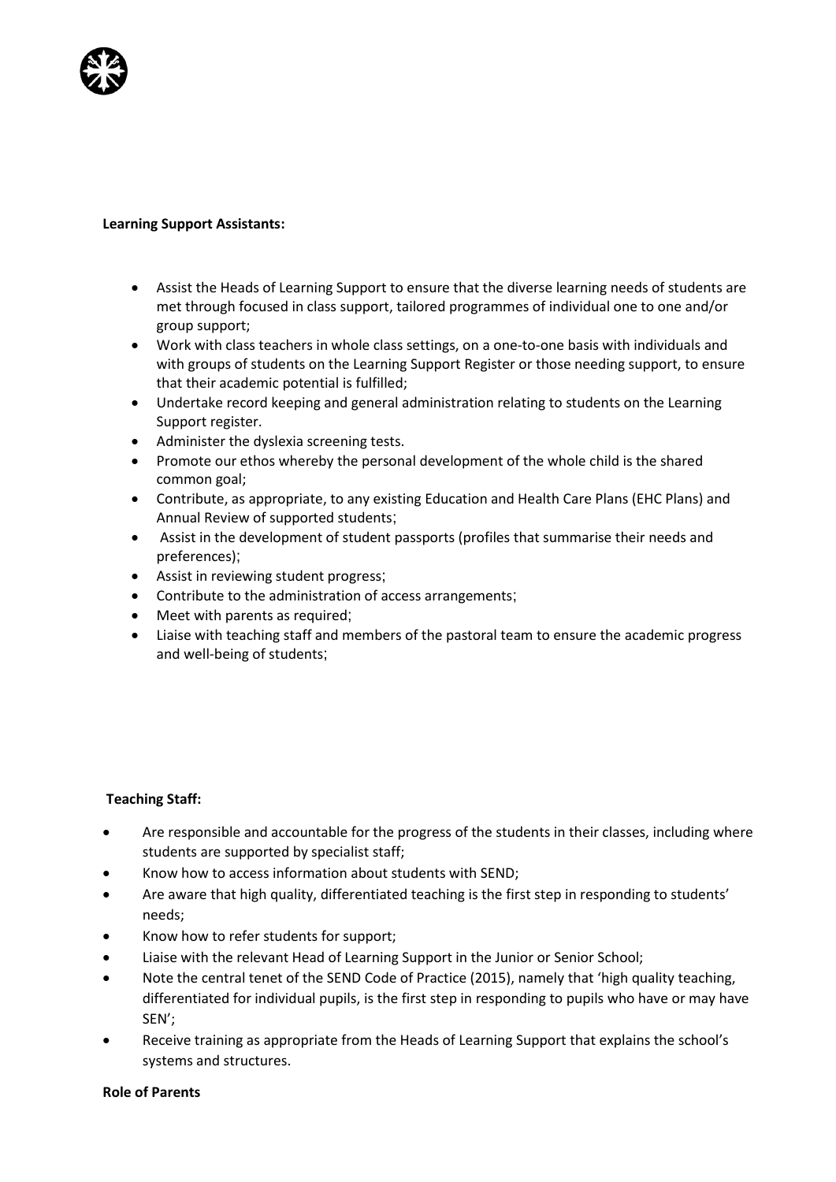**Learning Support Assistants:**

- Assist the Heads of Learning Support to ensure that the diverse learning needs of students are met through focused in class support, tailored programmes of individual one to one and/or group support;
- Work with class teachers in whole class settings, on a one-to-one basis with individuals and with groups of students on the Learning Support Register or those needing support, to ensure that their academic potential is fulfilled;
- Undertake record keeping and general administration relating to students on the Learning Support register.
- Administer the dyslexia screening tests.
- Promote our ethos whereby the personal development of the whole child is the shared common goal;
- Contribute, as appropriate, to any existing Education and Health Care Plans (EHC Plans) and Annual Review of supported students;
- Assist in the development of student passports (profiles that summarise their needs and preferences);
- Assist in reviewing student progress;
- Contribute to the administration of access arrangements;
- Meet with parents as required;
- Liaise with teaching staff and members of the pastoral team to ensure the academic progress and well-being of students;

**Teaching Staff:**

- Are responsible and accountable for the progress of the students in their classes, including where students are supported by specialist staff;
- Know how to access information about students with SEND;
- Are aware that high quality, differentiated teaching is the first step in responding to students' needs;
- Know how to refer students for support;
- Liaise with the relevant Head of Learning Support in the Junior or Senior School;
- Note the central tenet of the SEND Code of Practice (2015), namely that 'high quality teaching, differentiated for individual pupils, is the first step in responding to pupils who have or may have SEN';
- Receive training as appropriate from the Heads of Learning Support that explains the school's systems and structures.

**Role of Parents**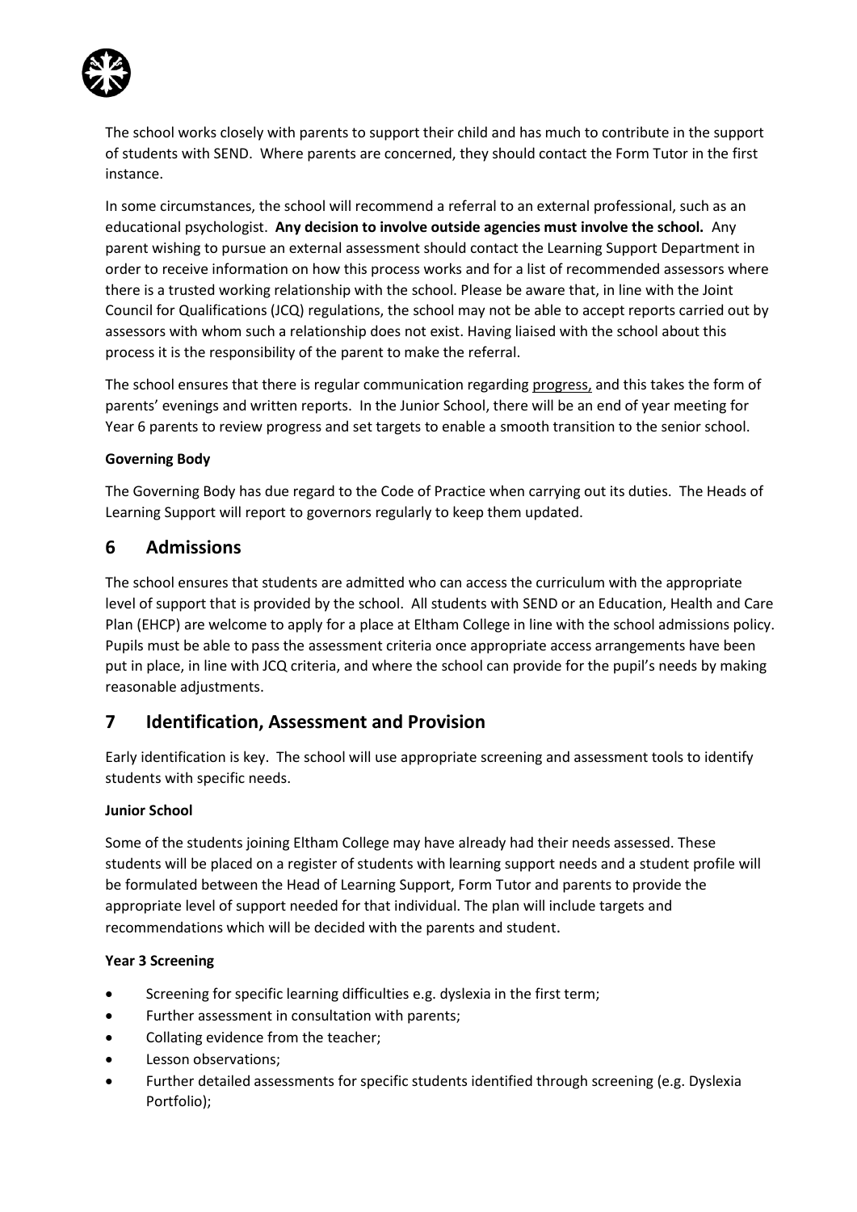The school works closely with parents to support their child and has much to contribute in the support of students with SEND. Where parents are concerned, they should contact the Form Tutor in the first instance.

In some circumstances, the school will recommend a referral to an external professional, such as an educational psychologist. **Any decision to involve outside agencies must involve the school.** Any parent wishing to pursue an external assessment should contact the Learning Support Department in order to receive information on how this process works and for a list of recommended assessors where there is a trusted working relationship with the school. Please be aware that, in line with the Joint Council for Qualifications (JCQ) regulations, the school may not be able to accept reports carried out by assessors with whom such a relationship does not exist. Having liaised with the school about this process it is the responsibility of the parent to make the referral.

The school ensures that there is regular communication regarding progress, and this takes the form of parents' evenings and written reports. In the Junior School, there will be an end of year meeting for Year 6 parents to review progress and set targets to enable a smooth transition to the senior school.

**Governing Body**

The Governing Body has due regard to the Code of Practice when carrying out its duties. The Heads of Learning Support will report to governors regularly to keep them updated.

## 6 Admissions

The school ensures that students are admitted who can access the curriculum with the appropriate level of support that is provided by the school. All students with SEND or an Education, Health and Care Plan (EHCP) are welcome to apply for a place at Eltham College in line with the school admissions policy. Pupils must be able to pass the assessment criteria once appropriate access arrangements have been put in place, in line with JCQ criteria, and where the school can provide for the pupil's needs by making reasonable adjustments.

## 7 Identification, Assessment and Provision

Early identification is key. The school will use appropriate screening and assessment tools to identify students with specific needs.

**Junior School**

Some of the students joining Eltham College may have already had their needs assessed. These students will be placed on a register of students with learning support needs and a student profile will be formulated between the Head of Learning Support, Form Tutor and parents to provide the appropriate level of support needed for that individual. The plan will include targets and recommendations which will be decided with the parents and student.

**Year 3 Screening**

- Screening for specific learning difficulties e.g. dyslexia in the first term;
- Further assessment in consultation with parents;
- Collating evidence from the teacher;
- Lesson observations;
- Further detailed assessments for specific students identified through screening (e.g. Dyslexia Portfolio);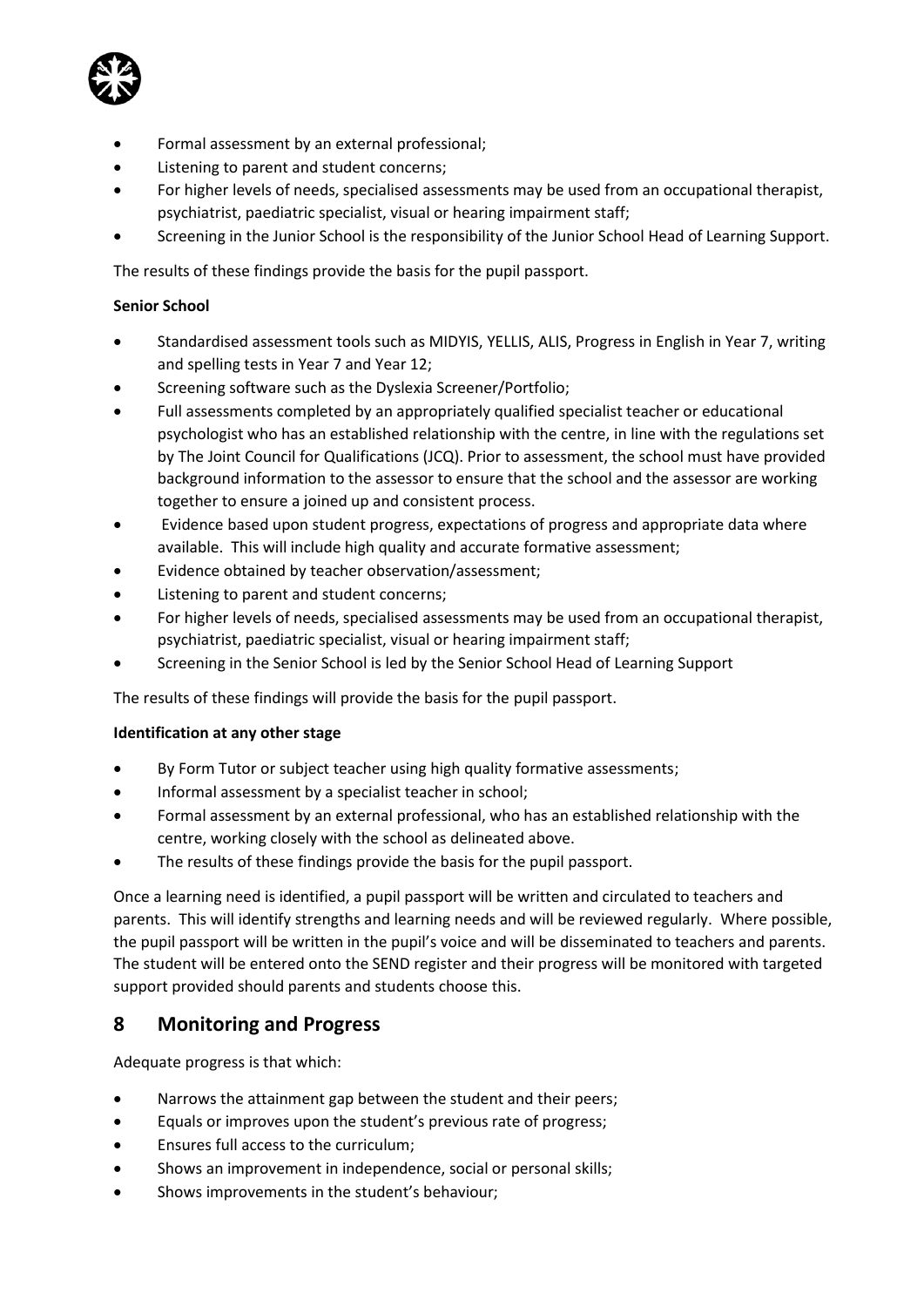- Formal assessment by an external professional;
- Listening to parent and student concerns;
- For higher levels of needs, specialised assessments may be used from an occupational therapist, psychiatrist, paediatric specialist, visual or hearing impairment staff;
- Screening in the Junior School is the responsibility of the Junior School Head of Learning Support.

The results of these findings provide the basis for the pupil passport.

**Senior School**

- Standardised assessment tools such as MIDYIS, YELLIS, ALIS, Progress in English in Year 7, writing and spelling tests in Year 7 and Year 12;
- Screening software such as the Dyslexia Screener/Portfolio;
- Full assessments completed by an appropriately qualified specialist teacher or educational psychologist who has an established relationship with the centre, in line with the regulations set by The Joint Council for Qualifications (JCQ). Prior to assessment, the school must have provided background information to the assessor to ensure that the school and the assessor are working together to ensure a joined up and consistent process.
- Evidence based upon student progress, expectations of progress and appropriate data where available. This will include high quality and accurate formative assessment;
- Evidence obtained by teacher observation/assessment;
- Listening to parent and student concerns;
- For higher levels of needs, specialised assessments may be used from an occupational therapist, psychiatrist, paediatric specialist, visual or hearing impairment staff;
- Screening in the Senior School is led by the Senior School Head of Learning Support

The results of these findings will provide the basis for the pupil passport.

**Identification at any other stage**

- By Form Tutor or subject teacher using high quality formative assessments;
- Informal assessment by a specialist teacher in school;
- Formal assessment by an external professional, who has an established relationship with the centre, working closely with the school as delineated above.
- The results of these findings provide the basis for the pupil passport.

Once a learning need is identified, a pupil passport will be written and circulated to teachers and parents. This will identify strengths and learning needs and will be reviewed regularly. Where possible, the pupil passport will be written in the pupil's voice and will be disseminated to teachers and parents. The student will be entered onto the SEND register and their progress will be monitored with targeted support provided should parents and students choose this.

## 8 Monitoring and Progress

Adequate progress is that which:

- Narrows the attainment gap between the student and their peers;
- Equals or improves upon the student's previous rate of progress;
- Ensures full access to the curriculum;
- Shows an improvement in independence, social or personal skills;
- Shows improvements in the student's behaviour;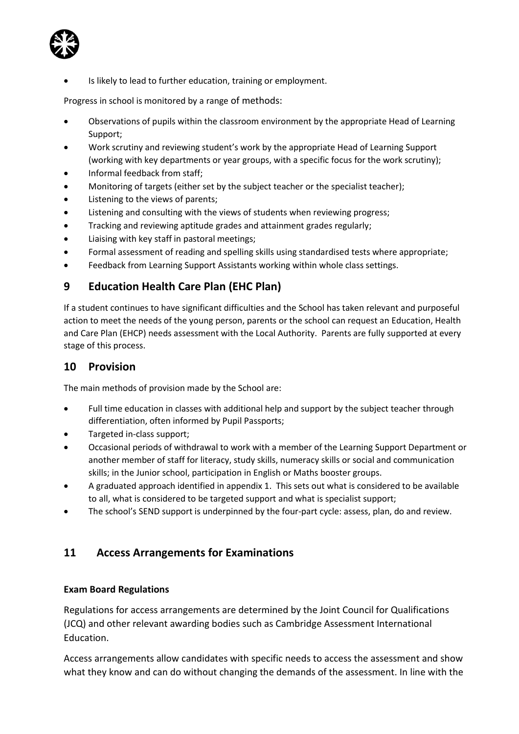- Is likely to lead to further education, training or employment.

Progress in school is monitored by a range of methods:

- Observations of pupils within the classroom environment by the appropriate Head of Learning Support;
- Work scrutiny and reviewing student's work by the appropriate Head of Learning Support (working with key departments or year groups, with a specific focus for the work scrutiny);
- Informal feedback from staff;
- Monitoring of targets (either set by the subject teacher or the specialist teacher);
- Listening to the views of parents;
- Listening and consulting with the views of students when reviewing progress;
- Tracking and reviewing aptitude grades and attainment grades regularly;
- Liaising with key staff in pastoral meetings;
- Formal assessment of reading and spelling skills using standardised tests where appropriate;
- Feedback from Learning Support Assistants working within whole class settings.

## 9 Education Health Care Plan (EHC Plan)

If a student continues to have significant difficulties and the School has taken relevant and purposeful action to meet the needs of the young person, parents or the school can request an Education, Health and Care Plan (EHCP) needs assessment with the Local Authority. Parents are fully supported at every stage of this process.

## 10 Provision

The main methods of provision made by the School are:

- Full time education in classes with additional help and support by the subject teacher through differentiation, often informed by Pupil Passports;
- Targeted in-class support;
- Occasional periods of withdrawal to work with a member of the Learning Support Department or another member of staff for literacy, study skills, numeracy skills or social and communication skills; in the Junior school, participation in English or Maths booster groups.
- A graduated approach identified in appendix 1. This sets out what is considered to be available to all, what is considered to be targeted support and what is specialist support;
- The school's SEND support is underpinned by the four-part cycle: assess, plan, do and review.

## 11 Access Arrangements for Examinations

**Exam Board Regulations**

Regulations for access arrangements are determined by the Joint Council for Qualifications (JCQ) and other relevant awarding bodies such as Cambridge Assessment International Education.

Access arrangements allow candidates with specific needs to access the assessment and show what they know and can do without changing the demands of the assessment. In line with the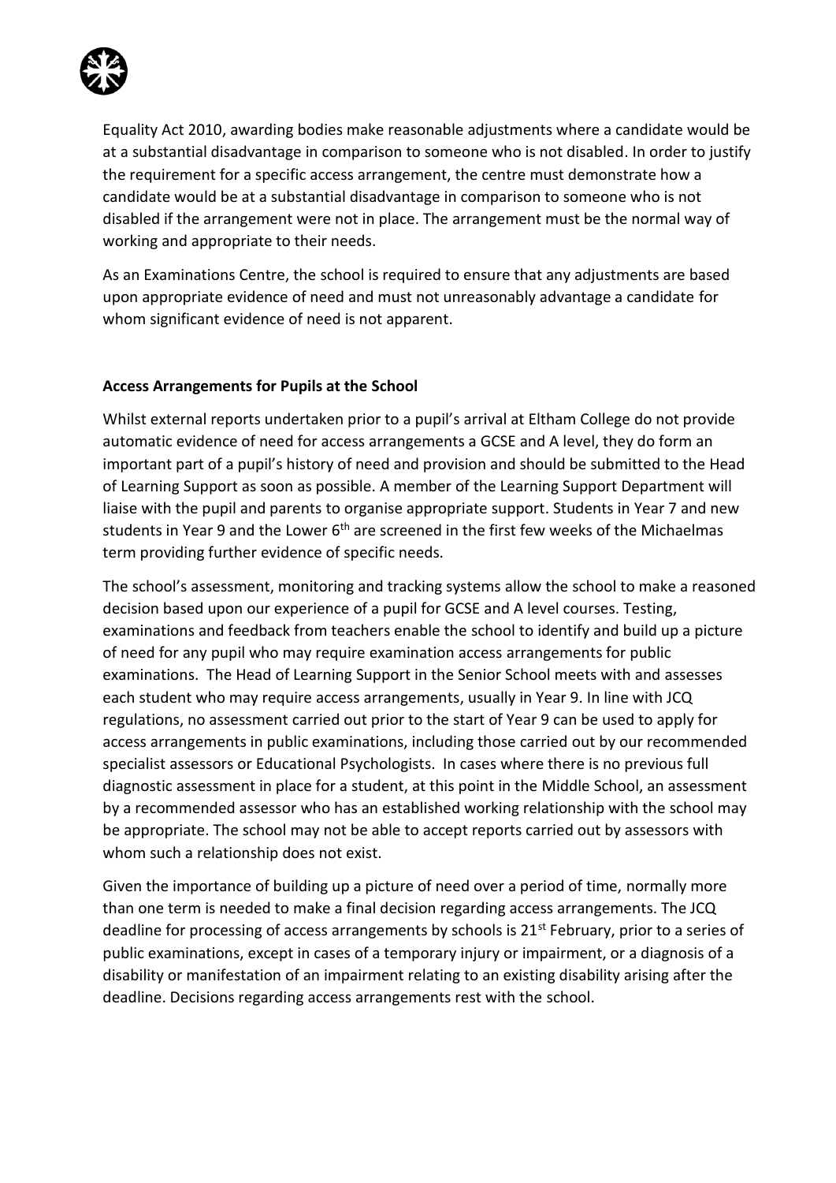Equality Act 2010, awarding bodies make reasonable adjustments where a candidate would be at a substantial disadvantage in comparison to someone who is not disabled. In order to justify the requirement for a specific access arrangement, the centre must demonstrate how a candidate would be at a substantial disadvantage in comparison to someone who is not disabled if the arrangement were not in place. The arrangement must be the normal way of working and appropriate to their needs.

As an Examinations Centre, the school is required to ensure that any adjustments are based upon appropriate evidence of need and must not unreasonably advantage a candidate for whom significant evidence of need is not apparent.

**Access Arrangements for Pupils at the School**

Whilst external reports undertaken prior to a pupil's arrival at Eltham College do not provide automatic evidence of need for access arrangements a GCSE and A level, they do form an important part of a pupil's history of need and provision and should be submitted to the Head of Learning Support as soon as possible. A member of the Learning Support Department will liaise with the pupil and parents to organise appropriate support. Students in Year 7 and new students in Year 9 and the Lower 6th are screened in the first few weeks of the Michaelmas term providing further evidence of specific needs.

The school's assessment, monitoring and tracking systems allow the school to make a reasoned decision based upon our experience of a pupil for GCSE and A level courses. Testing, examinations and feedback from teachers enable the school to identify and build up a picture of need for any pupil who may require examination access arrangements for public examinations. The Head of Learning Support in the Senior School meets with and assesses each student who may require access arrangements, usually in Year 9. In line with JCQ regulations, no assessment carried out prior to the start of Year 9 can be used to apply for access arrangements in public examinations, including those carried out by our recommended specialist assessors or Educational Psychologists. In cases where there is no previous full diagnostic assessment in place for a student, at this point in the Middle School, an assessment by a recommended assessor who has an established working relationship with the school may be appropriate. The school may not be able to accept reports carried out by assessors with whom such a relationship does not exist.

Given the importance of building up a picture of need over a period of time, normally more than one term is needed to make a final decision regarding access arrangements. The JCQ deadline for processing of access arrangements by schools is 21st February, prior to a series of public examinations, except in cases of a temporary injury or impairment, or a diagnosis of a disability or manifestation of an impairment relating to an existing disability arising after the deadline. Decisions regarding access arrangements rest with the school.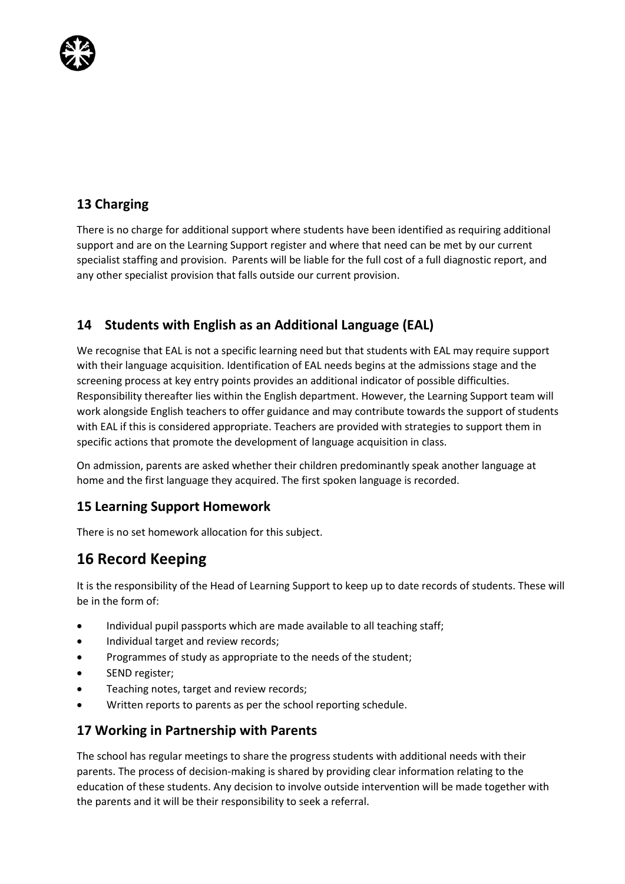## 13 Charging

There is no charge for additional support where students have been identified as requiring additional support and are on the Learning Support register and where that need can be met by our current specialist staffing and provision. Parents will be liable for the full cost of a full diagnostic report, and any other specialist provision that falls outside our current provision.

## 14 Students with English as an Additional Language (EAL)

We recognise that EAL is not a specific learning need but that students with EAL may require support with their language acquisition. Identification of EAL needs begins at the admissions stage and the screening process at key entry points provides an additional indicator of possible difficulties. Responsibility thereafter lies within the English department. However, the Learning Support team will work alongside English teachers to offer guidance and may contribute towards the support of students with EAL if this is considered appropriate. Teachers are provided with strategies to support them in specific actions that promote the development of language acquisition in class.

On admission, parents are asked whether their children predominantly speak another language at home and the first language they acquired. The first spoken language is recorded.

## 15 Learning Support Homework

There is no set homework allocation for this subject.

# 16 Record Keeping

It is the responsibility of the Head of Learning Support to keep up to date records of students. These will be in the form of:

- Individual pupil passports which are made available to all teaching staff;
- Individual target and review records;
- Programmes of study as appropriate to the needs of the student;
- SEND register;
- Teaching notes, target and review records;
- Written reports to parents as per the school reporting schedule.

## 17 Working in Partnership with Parents

The school has regular meetings to share the progress students with additional needs with their parents. The process of decision-making is shared by providing clear information relating to the education of these students. Any decision to involve outside intervention will be made together with the parents and it will be their responsibility to seek a referral.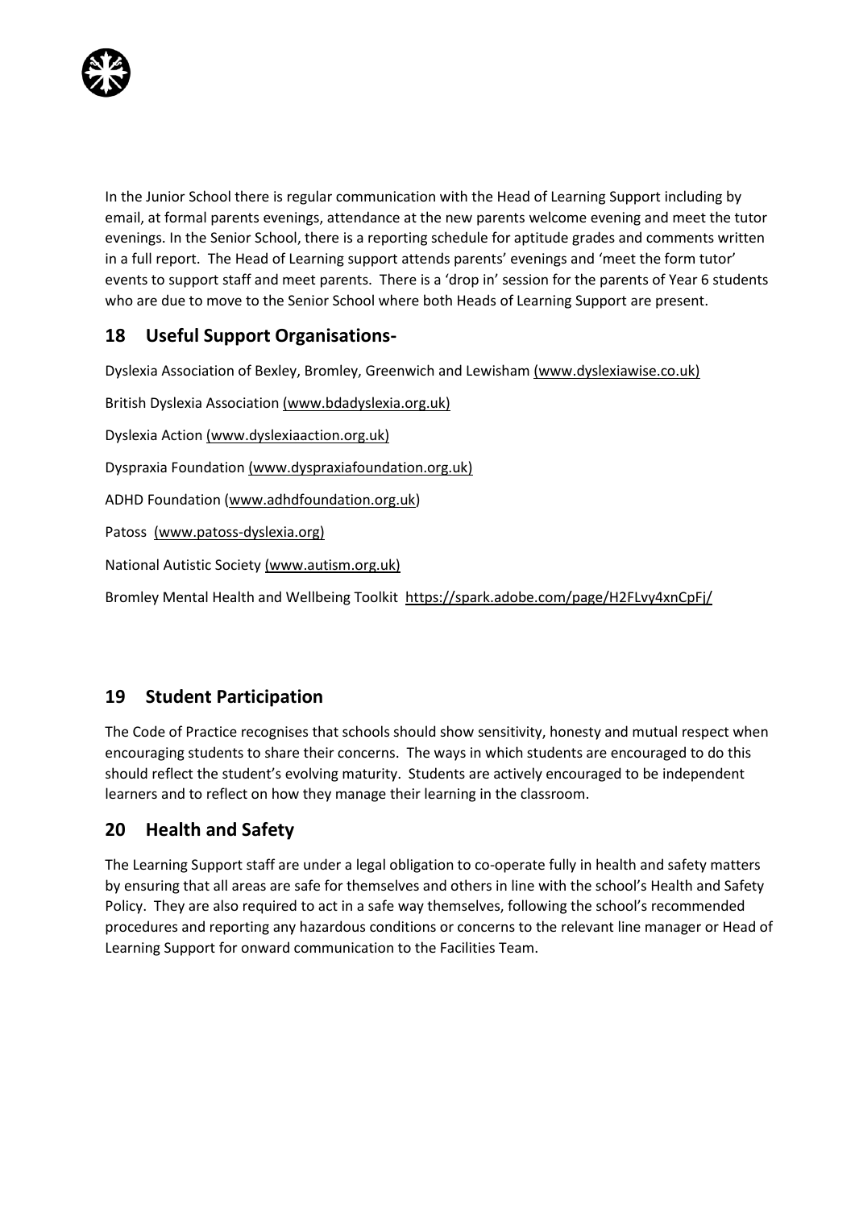In the Junior School there is regular communication with the Head of Learning Support including by email, at formal parents evenings, attendance at the new parents welcome evening and meet the tutor evenings. In the Senior School, there is a reporting schedule for aptitude grades and comments written in a full report. The Head of Learning support attends parents' evenings and 'meet the form tutor' events to support staff and meet parents. There is a 'drop in' session for the parents of Year 6 students who are due to move to the Senior School where both Heads of Learning Support are present.

## 18 Useful Support Organisations-

Dyslexia Association of Bexley, Bromley, Greenwich and Lewisham (www.dyslexiawise.co.uk)

British Dyslexia Association (www.bdadyslexia.org.uk)

Dyslexia Action (www.dyslexiaaction.org.uk)

Dyspraxia Foundation (www.dyspraxiafoundation.org.uk)

ADHD Foundation (www.adhdfoundation.org.uk)

Patoss (www.patoss-dyslexia.org)

National Autistic Society (www.autism.org.uk)

Bromley Mental Health and Wellbeing Toolkit https://spark.adobe.com/page/H2FLvy4xnCpFj/

## 19 Student Participation

The Code of Practice recognises that schools should show sensitivity, honesty and mutual respect when encouraging students to share their concerns. The ways in which students are encouraged to do this should reflect the student's evolving maturity. Students are actively encouraged to be independent learners and to reflect on how they manage their learning in the classroom.

## 20 Health and Safety

The Learning Support staff are under a legal obligation to co-operate fully in health and safety matters by ensuring that all areas are safe for themselves and others in line with the school's Health and Safety Policy. They are also required to act in a safe way themselves, following the school's recommended procedures and reporting any hazardous conditions or concerns to the relevant line manager or Head of Learning Support for onward communication to the Facilities Team.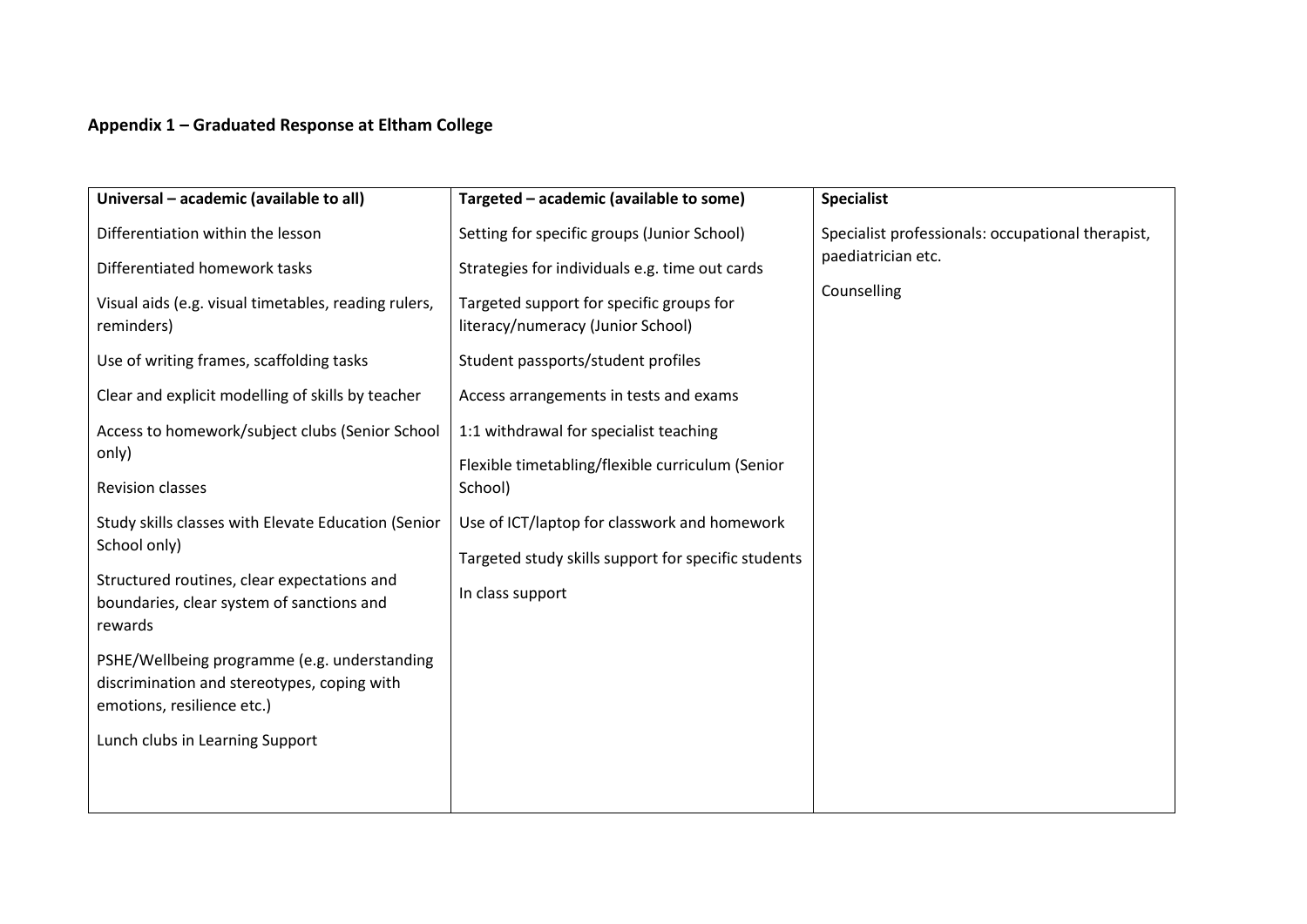**Appendix 1 – Graduated Response at Eltham College**

| Universal – academic (available to all) | Targeted – academic (available to some) | Specialist |
|---|---|---|
| Differentiation within the lesson | Setting for specific groups (Junior School) | Specialist professionals: occupational therapist, paediatrician etc. |
| Differentiated homework tasks | Strategies for individuals e.g. time out cards | Counselling |
| Visual aids (e.g. visual timetables, reading rulers, reminders) | Targeted support for specific groups for literacy/numeracy (Junior School) | |
| Use of writing frames, scaffolding tasks | Student passports/student profiles | |
| Clear and explicit modelling of skills by teacher | Access arrangements in tests and exams | |
| Access to homework/subject clubs (Senior School only) | 1:1 withdrawal for specialist teaching | |
| Revision classes | Flexible timetabling/flexible curriculum (Senior School) | |
| Study skills classes with Elevate Education (Senior School only) | Use of ICT/laptop for classwork and homework | |
| Structured routines, clear expectations and boundaries, clear system of sanctions and rewards | Targeted study skills support for specific students | |
| PSHE/Wellbeing programme (e.g. understanding discrimination and stereotypes, coping with emotions, resilience etc.) | In class support | |
| Lunch clubs in Learning Support | | |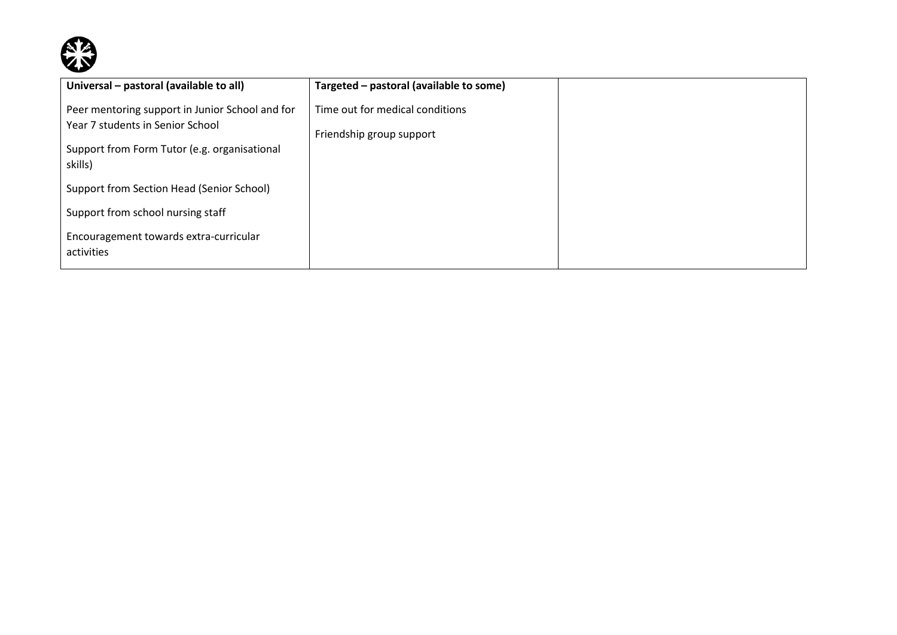| Universal – pastoral (available to all) | Targeted – pastoral (available to some) | |
|---|---|---|
| Peer mentoring support in Junior School and for Year 7 students in Senior School | Time out for medical conditions | |
| Support from Form Tutor (e.g. organisational skills) | Friendship group support | |
| Support from Section Head (Senior School) | | |
| Support from school nursing staff | | |
| Encouragement towards extra-curricular activities | | |